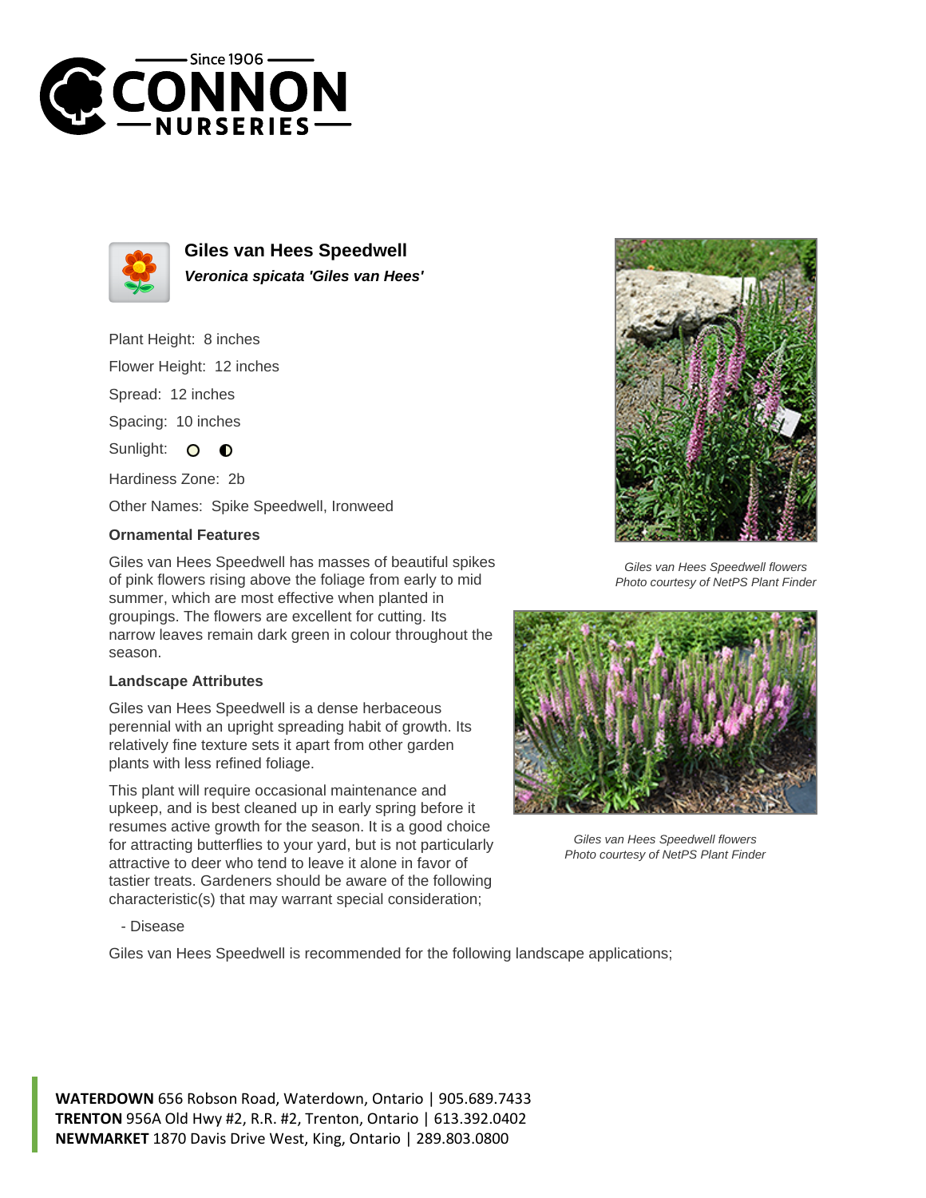# Giles van Hees Speedwell

***Veronica spicata 'Giles van Hees'***

Plant Height: 8 inches

Flower Height: 12 inches

Spread: 12 inches

Spacing: 10 inches

Sunlight: ○ ◐

Hardiness Zone: 2b

Other Names: Spike Speedwell, Ironweed

### Ornamental Features

Giles van Hees Speedwell has masses of beautiful spikes of pink flowers rising above the foliage from early to mid summer, which are most effective when planted in groupings. The flowers are excellent for cutting. Its narrow leaves remain dark green in colour throughout the season.

### Landscape Attributes

Giles van Hees Speedwell is a dense herbaceous perennial with an upright spreading habit of growth. Its relatively fine texture sets it apart from other garden plants with less refined foliage.

This plant will require occasional maintenance and upkeep, and is best cleaned up in early spring before it resumes active growth for the season. It is a good choice for attracting butterflies to your yard, but is not particularly attractive to deer who tend to leave it alone in favor of tastier treats. Gardeners should be aware of the following characteristic(s) that may warrant special consideration;

- Disease

Giles van Hees Speedwell is recommended for the following landscape applications;

*Giles van Hees Speedwell flowers*
*Photo courtesy of NetPS Plant Finder*

*Giles van Hees Speedwell flowers*
*Photo courtesy of NetPS Plant Finder*

**WATERDOWN** 656 Robson Road, Waterdown, Ontario | 905.689.7433
**TRENTON** 956A Old Hwy #2, R.R. #2, Trenton, Ontario | 613.392.0402
**NEWMARKET** 1870 Davis Drive West, King, Ontario | 289.803.0800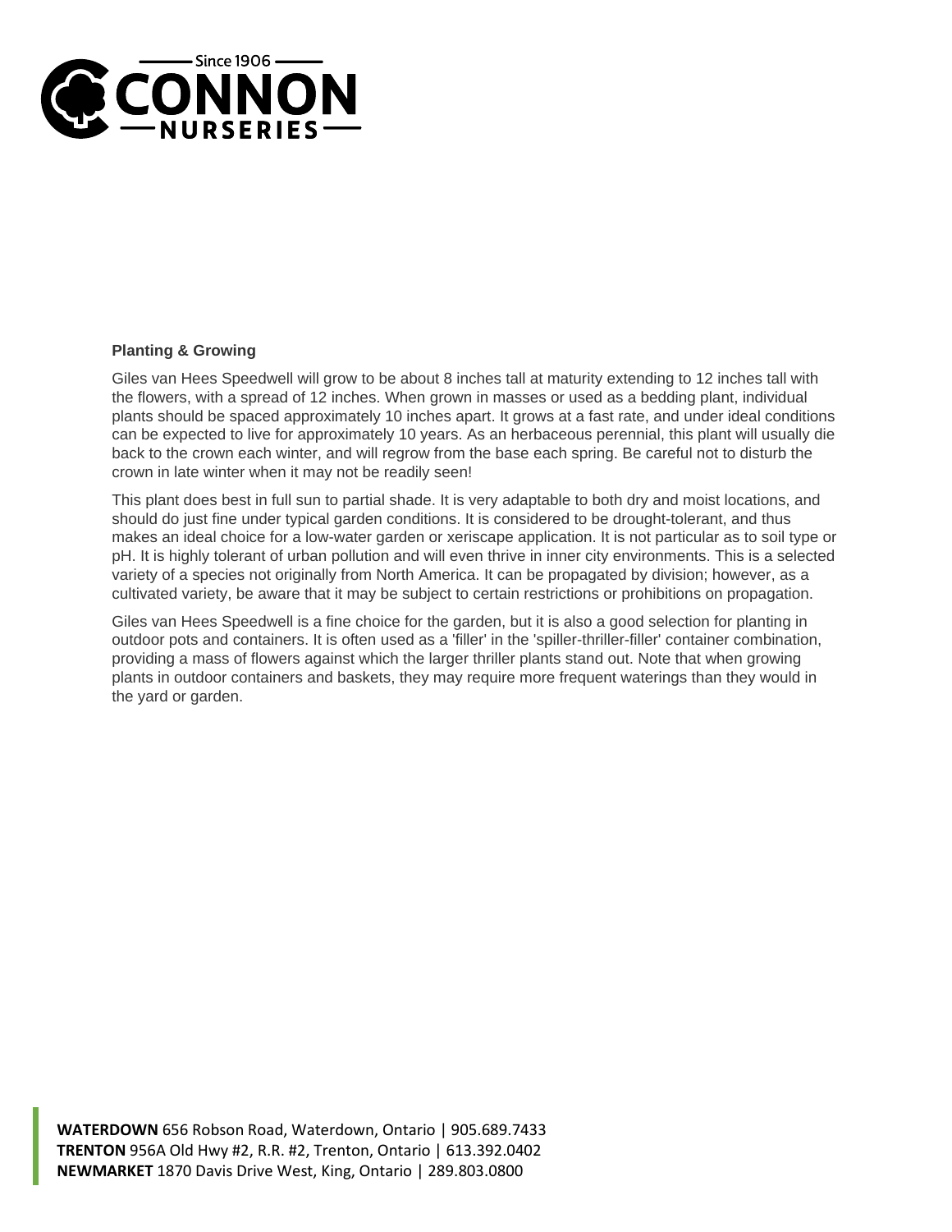### Planting & Growing

Giles van Hees Speedwell will grow to be about 8 inches tall at maturity extending to 12 inches tall with the flowers, with a spread of 12 inches. When grown in masses or used as a bedding plant, individual plants should be spaced approximately 10 inches apart. It grows at a fast rate, and under ideal conditions can be expected to live for approximately 10 years. As an herbaceous perennial, this plant will usually die back to the crown each winter, and will regrow from the base each spring. Be careful not to disturb the crown in late winter when it may not be readily seen!

This plant does best in full sun to partial shade. It is very adaptable to both dry and moist locations, and should do just fine under typical garden conditions. It is considered to be drought-tolerant, and thus makes an ideal choice for a low-water garden or xeriscape application. It is not particular as to soil type or pH. It is highly tolerant of urban pollution and will even thrive in inner city environments. This is a selected variety of a species not originally from North America. It can be propagated by division; however, as a cultivated variety, be aware that it may be subject to certain restrictions or prohibitions on propagation.

Giles van Hees Speedwell is a fine choice for the garden, but it is also a good selection for planting in outdoor pots and containers. It is often used as a 'filler' in the 'spiller-thriller-filler' container combination, providing a mass of flowers against which the larger thriller plants stand out. Note that when growing plants in outdoor containers and baskets, they may require more frequent waterings than they would in the yard or garden.